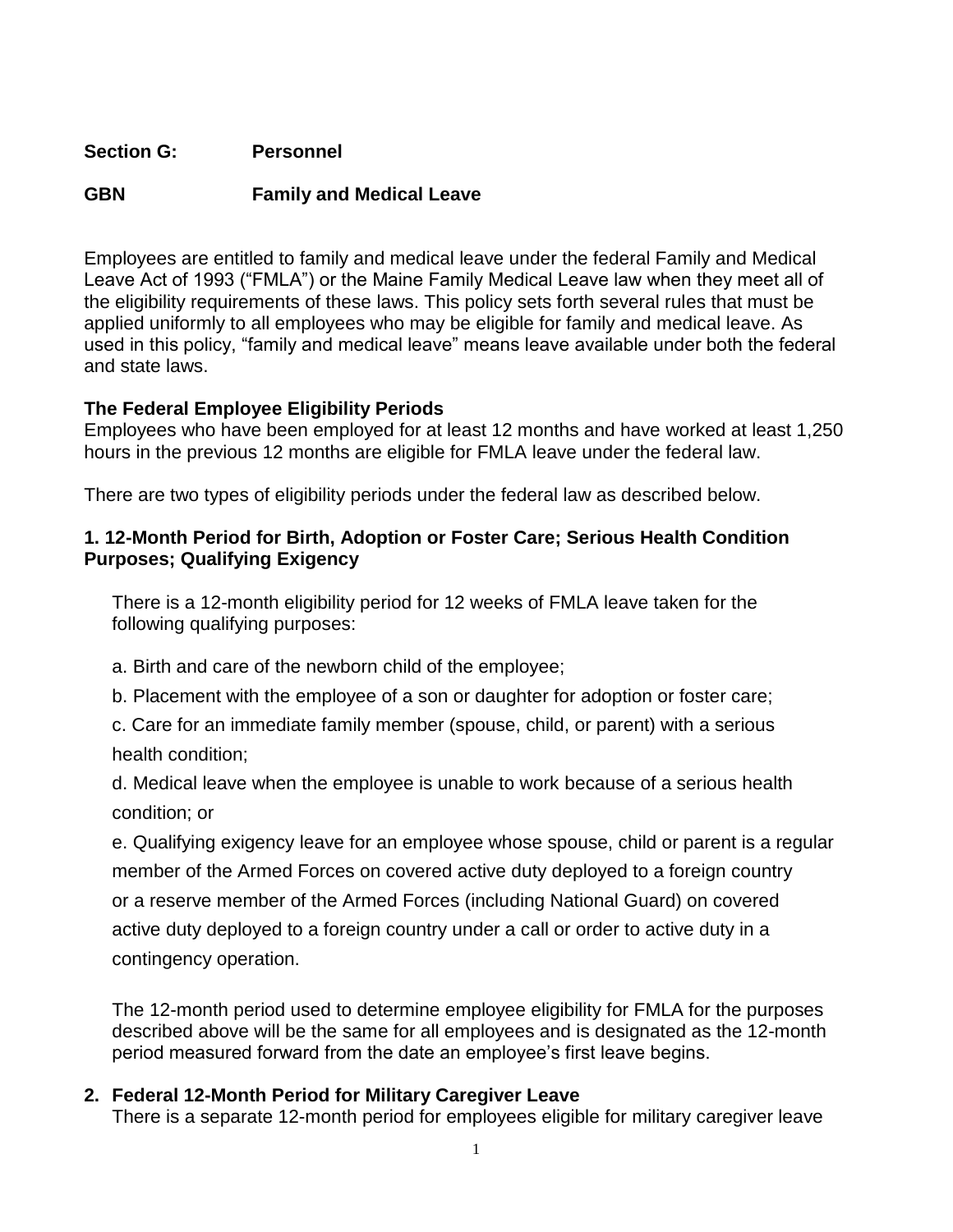**Section G: Personnel**

**GBN Family and Medical Leave**

Employees are entitled to family and medical leave under the federal Family and Medical Leave Act of 1993 ("FMLA") or the Maine Family Medical Leave law when they meet all of the eligibility requirements of these laws. This policy sets forth several rules that must be applied uniformly to all employees who may be eligible for family and medical leave. As used in this policy, "family and medical leave" means leave available under both the federal and state laws.

**The Federal Employee Eligibility Periods**

Employees who have been employed for at least 12 months and have worked at least 1,250 hours in the previous 12 months are eligible for FMLA leave under the federal law.

There are two types of eligibility periods under the federal law as described below.

**1. 12-Month Period for Birth, Adoption or Foster Care; Serious Health Condition Purposes; Qualifying Exigency**

There is a 12-month eligibility period for 12 weeks of FMLA leave taken for the following qualifying purposes:

a. Birth and care of the newborn child of the employee;

b. Placement with the employee of a son or daughter for adoption or foster care;

c. Care for an immediate family member (spouse, child, or parent) with a serious health condition;

d. Medical leave when the employee is unable to work because of a serious health condition; or

e. Qualifying exigency leave for an employee whose spouse, child or parent is a regular member of the Armed Forces on covered active duty deployed to a foreign country or a reserve member of the Armed Forces (including National Guard) on covered active duty deployed to a foreign country under a call or order to active duty in a contingency operation.

The 12-month period used to determine employee eligibility for FMLA for the purposes described above will be the same for all employees and is designated as the 12-month period measured forward from the date an employee's first leave begins.

**2. Federal 12-Month Period for Military Caregiver Leave**

There is a separate 12-month period for employees eligible for military caregiver leave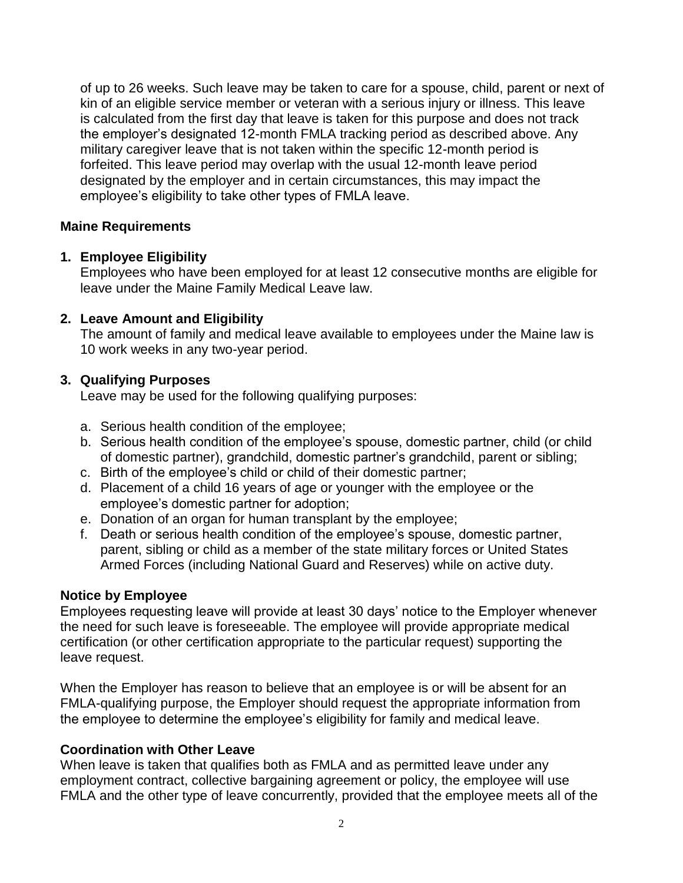of up to 26 weeks. Such leave may be taken to care for a spouse, child, parent or next of kin of an eligible service member or veteran with a serious injury or illness. This leave is calculated from the first day that leave is taken for this purpose and does not track the employer's designated 12-month FMLA tracking period as described above. Any military caregiver leave that is not taken within the specific 12-month period is forfeited. This leave period may overlap with the usual 12-month leave period designated by the employer and in certain circumstances, this may impact the employee's eligibility to take other types of FMLA leave.

**Maine Requirements**

1. **Employee Eligibility**
   Employees who have been employed for at least 12 consecutive months are eligible for leave under the Maine Family Medical Leave law.

2. **Leave Amount and Eligibility**
   The amount of family and medical leave available to employees under the Maine law is 10 work weeks in any two-year period.

3. **Qualifying Purposes**
   Leave may be used for the following qualifying purposes:

   a. Serious health condition of the employee;
   b. Serious health condition of the employee's spouse, domestic partner, child (or child of domestic partner), grandchild, domestic partner's grandchild, parent or sibling;
   c. Birth of the employee's child or child of their domestic partner;
   d. Placement of a child 16 years of age or younger with the employee or the employee's domestic partner for adoption;
   e. Donation of an organ for human transplant by the employee;
   f. Death or serious health condition of the employee's spouse, domestic partner, parent, sibling or child as a member of the state military forces or United States Armed Forces (including National Guard and Reserves) while on active duty.

**Notice by Employee**

Employees requesting leave will provide at least 30 days' notice to the Employer whenever the need for such leave is foreseeable. The employee will provide appropriate medical certification (or other certification appropriate to the particular request) supporting the leave request.

When the Employer has reason to believe that an employee is or will be absent for an FMLA-qualifying purpose, the Employer should request the appropriate information from the employee to determine the employee's eligibility for family and medical leave.

**Coordination with Other Leave**

When leave is taken that qualifies both as FMLA and as permitted leave under any employment contract, collective bargaining agreement or policy, the employee will use FMLA and the other type of leave concurrently, provided that the employee meets all of the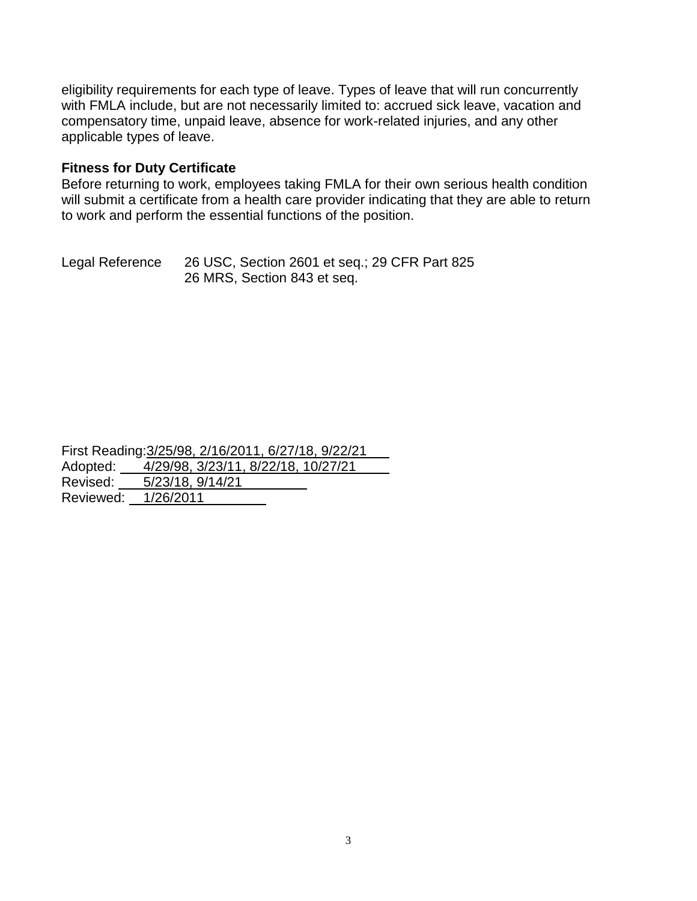eligibility requirements for each type of leave. Types of leave that will run concurrently with FMLA include, but are not necessarily limited to: accrued sick leave, vacation and compensatory time, unpaid leave, absence for work-related injuries, and any other applicable types of leave.

**Fitness for Duty Certificate**

Before returning to work, employees taking FMLA for their own serious health condition will submit a certificate from a health care provider indicating that they are able to return to work and perform the essential functions of the position.

Legal Reference 26 USC, Section 2601 et seq.; 29 CFR Part 825
26 MRS, Section 843 et seq.

First Reading: 3/25/98, 2/16/2011, 6/27/18, 9/22/21
Adopted: 4/29/98, 3/23/11, 8/22/18, 10/27/21
Revised: 5/23/18, 9/14/21
Reviewed: 1/26/2011